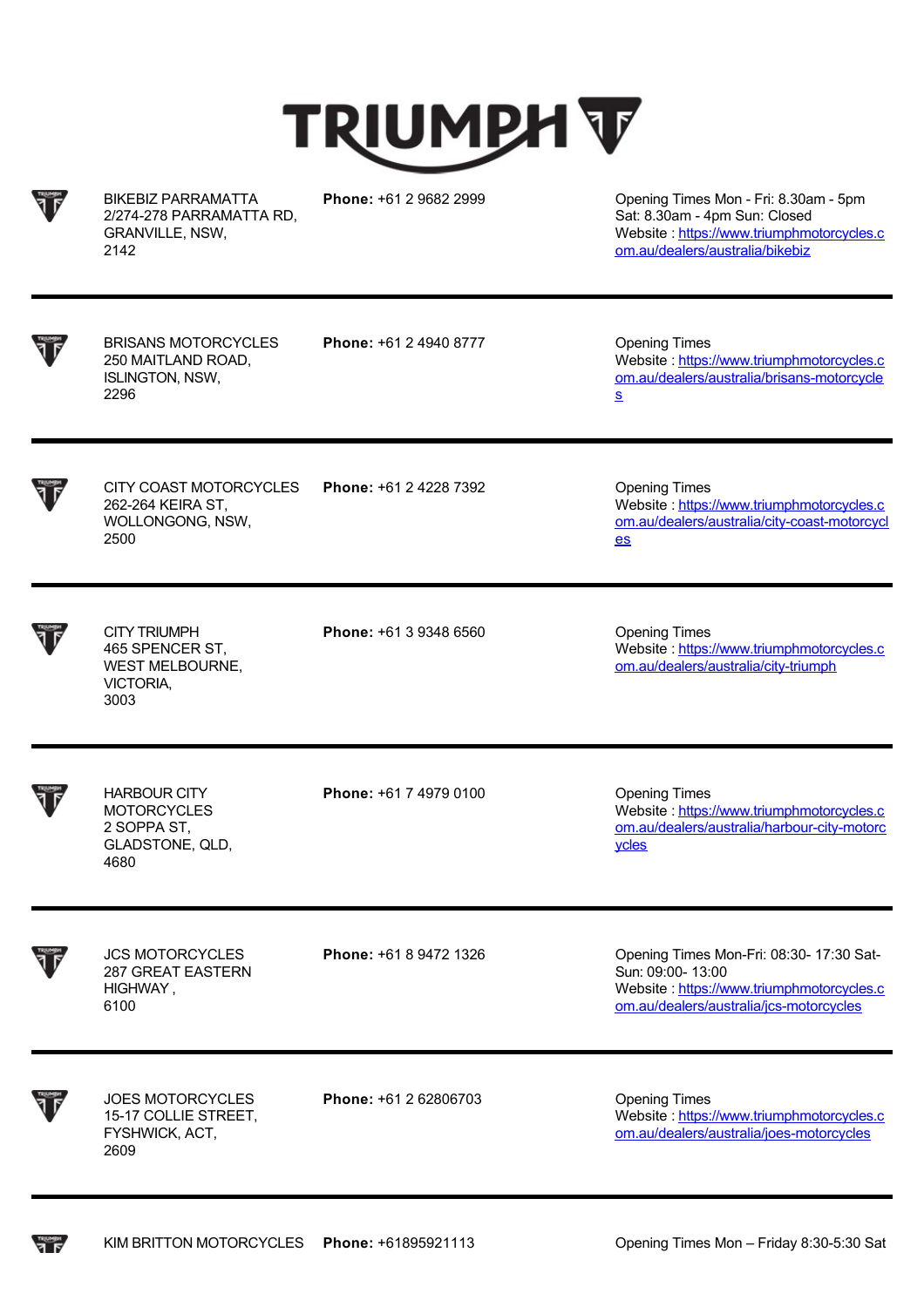# TRIUMPH

BIKEBIZ PARRAMATTA
2/274-278 PARRAMATTA RD,
GRANVILLE, NSW,
2142

**Phone:** +61 2 9682 2999

Opening Times Mon - Fri: 8.30am - 5pm Sat: 8.30am - 4pm Sun: Closed
Website : [https://www.triumphmotorcycles.com.au/dealers/australia/bikebiz](https://www.triumphmotorcycles.com.au/dealers/australia/bikebiz)

---

BRISANS MOTORCYCLES
250 MAITLAND ROAD,
ISLINGTON, NSW,
2296

**Phone:** +61 2 4940 8777

Opening Times
Website : [https://www.triumphmotorcycles.com.au/dealers/australia/brisans-motorcycles](https://www.triumphmotorcycles.com.au/dealers/australia/brisans-motorcycles)

---

CITY COAST MOTORCYCLES
262-264 KEIRA ST,
WOLLONGONG, NSW,
2500

**Phone:** +61 2 4228 7392

Opening Times
Website : [https://www.triumphmotorcycles.com.au/dealers/australia/city-coast-motorcycles](https://www.triumphmotorcycles.com.au/dealers/australia/city-coast-motorcycles)

---

CITY TRIUMPH
465 SPENCER ST,
WEST MELBOURNE,
VICTORIA,
3003

**Phone:** +61 3 9348 6560

Opening Times
Website : [https://www.triumphmotorcycles.com.au/dealers/australia/city-triumph](https://www.triumphmotorcycles.com.au/dealers/australia/city-triumph)

---

HARBOUR CITY MOTORCYCLES
2 SOPPA ST,
GLADSTONE, QLD,
4680

**Phone:** +61 7 4979 0100

Opening Times
Website : [https://www.triumphmotorcycles.com.au/dealers/australia/harbour-city-motorcycles](https://www.triumphmotorcycles.com.au/dealers/australia/harbour-city-motorcycles)

---

JCS MOTORCYCLES
287 GREAT EASTERN HIGHWAY ,
6100

**Phone:** +61 8 9472 1326

Opening Times Mon-Fri: 08:30- 17:30 Sat-Sun: 09:00- 13:00
Website : [https://www.triumphmotorcycles.com.au/dealers/australia/jcs-motorcycles](https://www.triumphmotorcycles.com.au/dealers/australia/jcs-motorcycles)

---

JOES MOTORCYCLES
15-17 COLLIE STREET,
FYSHWICK, ACT,
2609

**Phone:** +61 2 62806703

Opening Times
Website : [https://www.triumphmotorcycles.com.au/dealers/australia/joes-motorcycles](https://www.triumphmotorcycles.com.au/dealers/australia/joes-motorcycles)

---

KIM BRITTON MOTORCYCLES

**Phone:** +61895921113

Opening Times Mon – Friday 8:30-5:30 Sat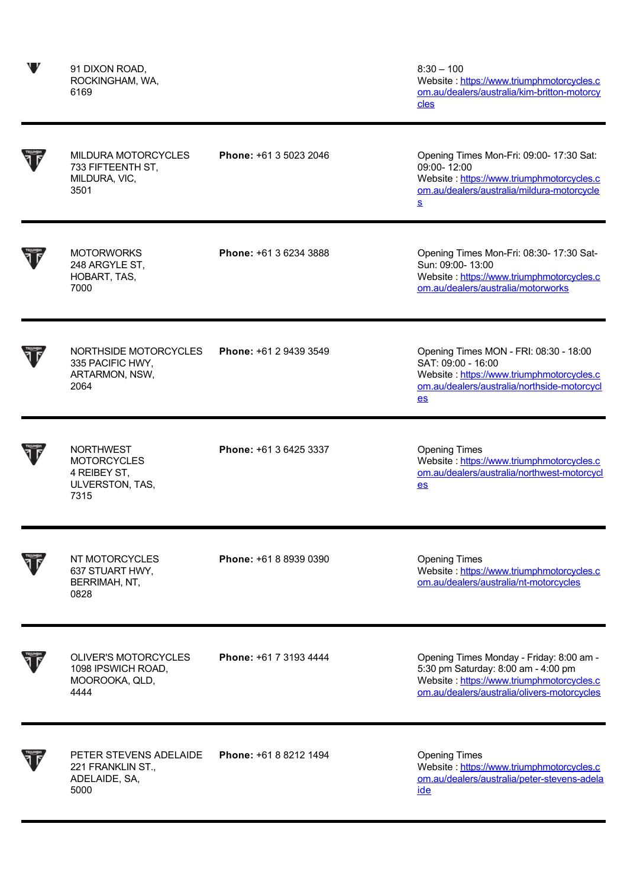| | | |
|---|---|---|
| 91 DIXON ROAD,<br>ROCKINGHAM, WA,<br>6169 | | 8:30 – 100<br>Website : https://www.triumphmotorcycles.com.au/dealers/australia/kim-britton-motorcycles |
| MILDURA MOTORCYCLES<br>733 FIFTEENTH ST,<br>MILDURA, VIC,<br>3501 | **Phone:** +61 3 5023 2046 | Opening Times Mon-Fri: 09:00- 17:30 Sat: 09:00- 12:00<br>Website : https://www.triumphmotorcycles.com.au/dealers/australia/mildura-motorcycles |
| MOTORWORKS<br>248 ARGYLE ST,<br>HOBART, TAS,<br>7000 | **Phone:** +61 3 6234 3888 | Opening Times Mon-Fri: 08:30- 17:30 Sat-Sun: 09:00- 13:00<br>Website : https://www.triumphmotorcycles.com.au/dealers/australia/motorworks |
| NORTHSIDE MOTORCYCLES<br>335 PACIFIC HWY,<br>ARTARMON, NSW,<br>2064 | **Phone:** +61 2 9439 3549 | Opening Times MON - FRI: 08:30 - 18:00 SAT: 09:00 - 16:00<br>Website : https://www.triumphmotorcycles.com.au/dealers/australia/northside-motorcycles |
| NORTHWEST MOTORCYCLES<br>4 REIBEY ST,<br>ULVERSTON, TAS,<br>7315 | **Phone:** +61 3 6425 3337 | Opening Times<br>Website : https://www.triumphmotorcycles.com.au/dealers/australia/northwest-motorcycles |
| NT MOTORCYCLES<br>637 STUART HWY,<br>BERRIMAH, NT,<br>0828 | **Phone:** +61 8 8939 0390 | Opening Times<br>Website : https://www.triumphmotorcycles.com.au/dealers/australia/nt-motorcycles |
| OLIVER'S MOTORCYCLES<br>1098 IPSWICH ROAD,<br>MOOROOKA, QLD,<br>4444 | **Phone:** +61 7 3193 4444 | Opening Times Monday - Friday: 8:00 am - 5:30 pm Saturday: 8:00 am - 4:00 pm<br>Website : https://www.triumphmotorcycles.com.au/dealers/australia/olivers-motorcycles |
| PETER STEVENS ADELAIDE<br>221 FRANKLIN ST.,<br>ADELAIDE, SA,<br>5000 | **Phone:** +61 8 8212 1494 | Opening Times<br>Website : https://www.triumphmotorcycles.com.au/dealers/australia/peter-stevens-adelaide |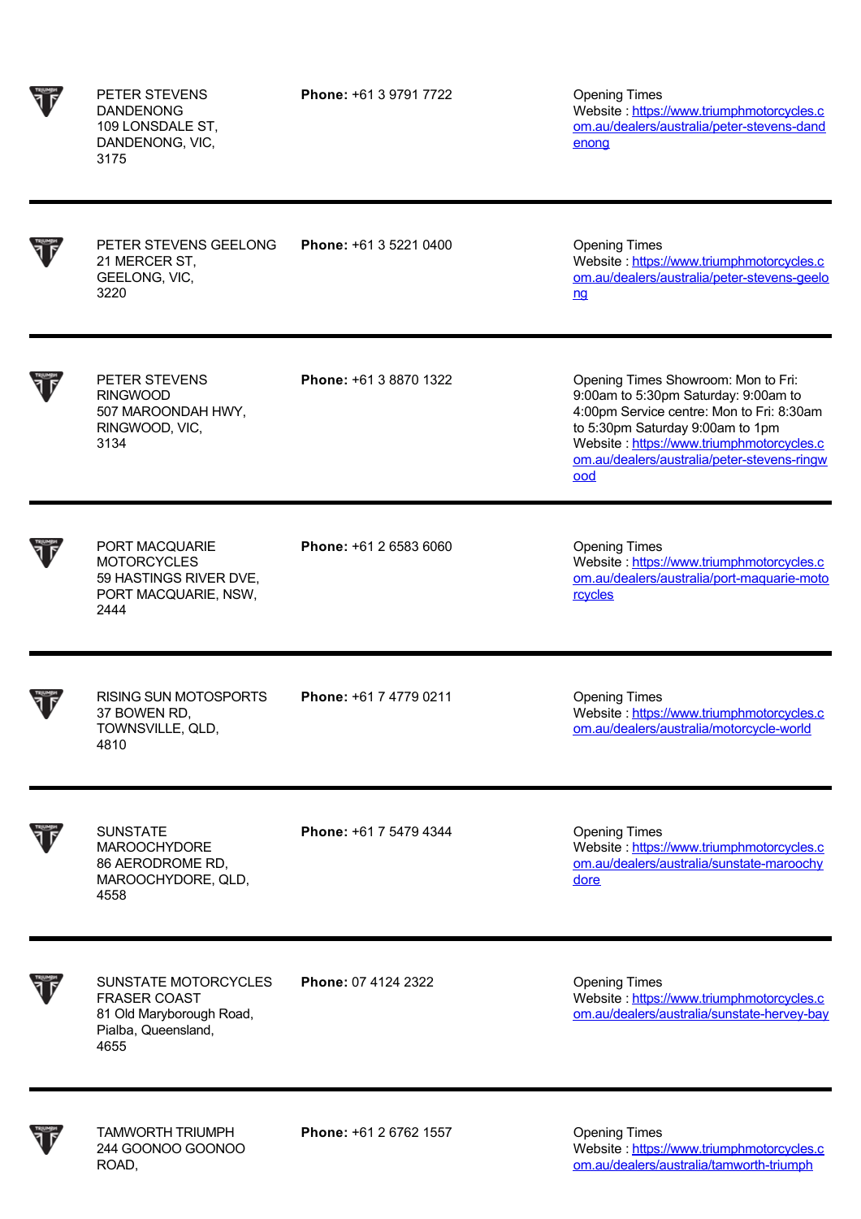| Dealer | Phone | Details |
|---|---|---|
| PETER STEVENS DANDENONG<br>109 LONSDALE ST,<br>DANDENONG, VIC,<br>3175 | **Phone:** +61 3 9791 7722 | Opening Times<br>Website : [https://www.triumphmotorcycles.com.au/dealers/australia/peter-stevens-dandenong](https://www.triumphmotorcycles.com.au/dealers/australia/peter-stevens-dandenong) |
| PETER STEVENS GEELONG<br>21 MERCER ST,<br>GEELONG, VIC,<br>3220 | **Phone:** +61 3 5221 0400 | Opening Times<br>Website : [https://www.triumphmotorcycles.com.au/dealers/australia/peter-stevens-geelong](https://www.triumphmotorcycles.com.au/dealers/australia/peter-stevens-geelong) |
| PETER STEVENS RINGWOOD<br>507 MAROONDAH HWY,<br>RINGWOOD, VIC,<br>3134 | **Phone:** +61 3 8870 1322 | Opening Times Showroom: Mon to Fri: 9:00am to 5:30pm Saturday: 9:00am to 4:00pm Service centre: Mon to Fri: 8:30am to 5:30pm Saturday 9:00am to 1pm<br>Website : [https://www.triumphmotorcycles.com.au/dealers/australia/peter-stevens-ringwood](https://www.triumphmotorcycles.com.au/dealers/australia/peter-stevens-ringwood) |
| PORT MACQUARIE MOTORCYCLES<br>59 HASTINGS RIVER DVE,<br>PORT MACQUARIE, NSW,<br>2444 | **Phone:** +61 2 6583 6060 | Opening Times<br>Website : [https://www.triumphmotorcycles.com.au/dealers/australia/port-maquarie-motorcycles](https://www.triumphmotorcycles.com.au/dealers/australia/port-maquarie-motorcycles) |
| RISING SUN MOTOSPORTS<br>37 BOWEN RD,<br>TOWNSVILLE, QLD,<br>4810 | **Phone:** +61 7 4779 0211 | Opening Times<br>Website : [https://www.triumphmotorcycles.com.au/dealers/australia/motorcycle-world](https://www.triumphmotorcycles.com.au/dealers/australia/motorcycle-world) |
| SUNSTATE MAROOCHYDORE<br>86 AERODROME RD,<br>MAROOCHYDORE, QLD,<br>4558 | **Phone:** +61 7 5479 4344 | Opening Times<br>Website : [https://www.triumphmotorcycles.com.au/dealers/australia/sunstate-maroochydore](https://www.triumphmotorcycles.com.au/dealers/australia/sunstate-maroochydore) |
| SUNSTATE MOTORCYCLES FRASER COAST<br>81 Old Maryborough Road,<br>Pialba, Queensland,<br>4655 | **Phone:** 07 4124 2322 | Opening Times<br>Website : [https://www.triumphmotorcycles.com.au/dealers/australia/sunstate-hervey-bay](https://www.triumphmotorcycles.com.au/dealers/australia/sunstate-hervey-bay) |
| TAMWORTH TRIUMPH<br>244 GOONOO GOONOO ROAD, | **Phone:** +61 2 6762 1557 | Opening Times<br>Website : [https://www.triumphmotorcycles.com.au/dealers/australia/tamworth-triumph](https://www.triumphmotorcycles.com.au/dealers/australia/tamworth-triumph) |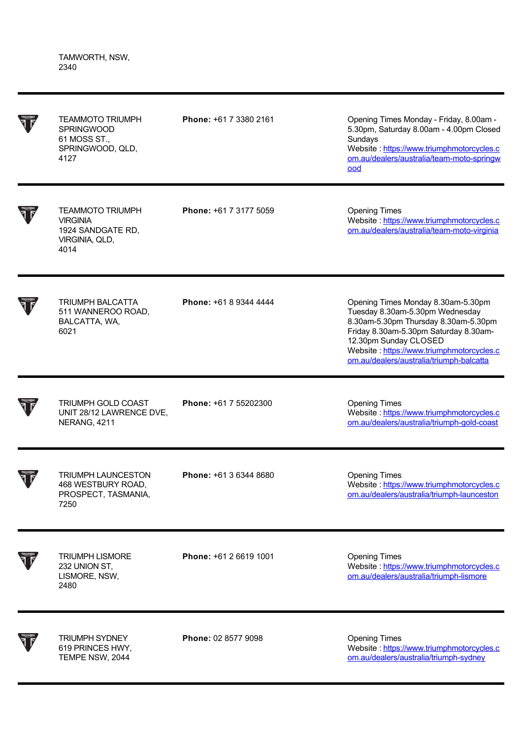TAMWORTH, NSW,
2340

---

| | | |
|---|---|---|
| TEAMMOTO TRIUMPH SPRINGWOOD<br>61 MOSS ST.,<br>SPRINGWOOD, QLD,<br>4127 | **Phone:** +61 7 3380 2161 | Opening Times Monday - Friday, 8.00am - 5.30pm, Saturday 8.00am - 4.00pm Closed Sundays<br>Website : [https://www.triumphmotorcycles.com.au/dealers/australia/team-moto-springwood](https://www.triumphmotorcycles.com.au/dealers/australia/team-moto-springwood) |
| TEAMMOTO TRIUMPH VIRGINIA<br>1924 SANDGATE RD,<br>VIRGINIA, QLD,<br>4014 | **Phone:** +61 7 3177 5059 | Opening Times<br>Website : [https://www.triumphmotorcycles.com.au/dealers/australia/team-moto-virginia](https://www.triumphmotorcycles.com.au/dealers/australia/team-moto-virginia) |
| TRIUMPH BALCATTA<br>511 WANNEROO ROAD,<br>BALCATTA, WA,<br>6021 | **Phone:** +61 8 9344 4444 | Opening Times Monday 8.30am-5.30pm Tuesday 8.30am-5.30pm Wednesday 8.30am-5.30pm Thursday 8.30am-5.30pm Friday 8.30am-5.30pm Saturday 8.30am-12.30pm Sunday CLOSED<br>Website : [https://www.triumphmotorcycles.com.au/dealers/australia/triumph-balcatta](https://www.triumphmotorcycles.com.au/dealers/australia/triumph-balcatta) |
| TRIUMPH GOLD COAST<br>UNIT 28/12 LAWRENCE DVE,<br>NERANG, 4211 | **Phone:** +61 7 55202300 | Opening Times<br>Website : [https://www.triumphmotorcycles.com.au/dealers/australia/triumph-gold-coast](https://www.triumphmotorcycles.com.au/dealers/australia/triumph-gold-coast) |
| TRIUMPH LAUNCESTON<br>468 WESTBURY ROAD,<br>PROSPECT, TASMANIA,<br>7250 | **Phone:** +61 3 6344 8680 | Opening Times<br>Website : [https://www.triumphmotorcycles.com.au/dealers/australia/triumph-launceston](https://www.triumphmotorcycles.com.au/dealers/australia/triumph-launceston) |
| TRIUMPH LISMORE<br>232 UNION ST,<br>LISMORE, NSW,<br>2480 | **Phone:** +61 2 6619 1001 | Opening Times<br>Website : [https://www.triumphmotorcycles.com.au/dealers/australia/triumph-lismore](https://www.triumphmotorcycles.com.au/dealers/australia/triumph-lismore) |
| TRIUMPH SYDNEY<br>619 PRINCES HWY,<br>TEMPE NSW, 2044 | **Phone:** 02 8577 9098 | Opening Times<br>Website : [https://www.triumphmotorcycles.com.au/dealers/australia/triumph-sydney](https://www.triumphmotorcycles.com.au/dealers/australia/triumph-sydney) |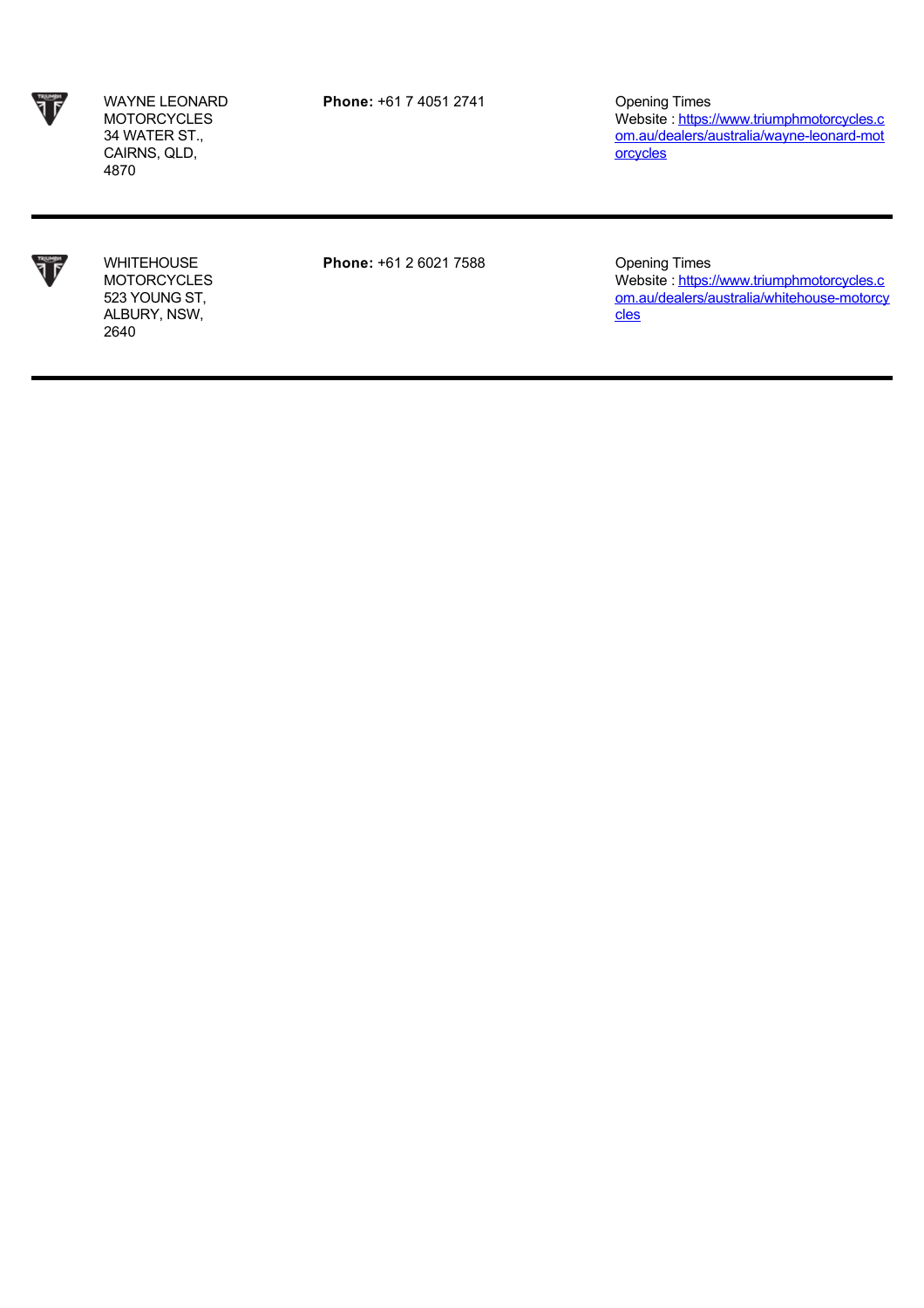WAYNE LEONARD MOTORCYCLES
34 WATER ST.,
CAIRNS, QLD,
4870

**Phone:** +61 7 4051 2741

Opening Times
Website : https://www.triumphmotorcycles.com.au/dealers/australia/wayne-leonard-motorcycles

---

WHITEHOUSE MOTORCYCLES
523 YOUNG ST,
ALBURY, NSW,
2640

**Phone:** +61 2 6021 7588

Opening Times
Website : https://www.triumphmotorcycles.com.au/dealers/australia/whitehouse-motorcycles

---